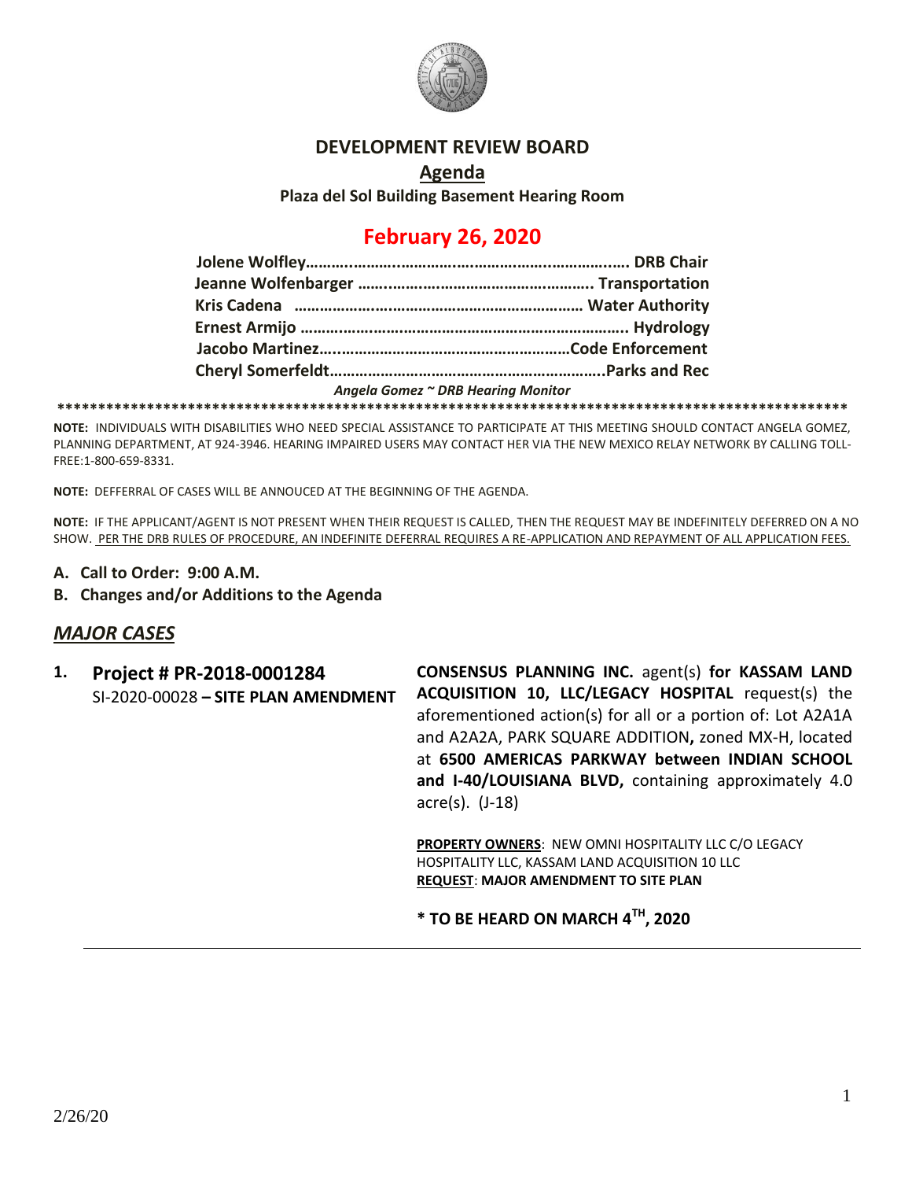# DEVELOPMENT REVIEW BOARD

## Agenda

**Plaza del Sol Building Basement Hearing Room**

## February 26, 2020

**Jolene Wolfley……………………………………………………………… DRB Chair**
**Jeanne Wolfenbarger …………………………………………………. Transportation**
**Kris Cadena ……………………………………………………………… Water Authority**
**Ernest Armijo ………………………………………………………………….. Hydrology**
**Jacobo Martinez………………………………………………………Code Enforcement**
**Cheryl Somerfeldt…………………………………………………………..Parks and Rec**

***Angela Gomez ~ DRB Hearing Monitor***

**************************************************************************************************

**NOTE:** INDIVIDUALS WITH DISABILITIES WHO NEED SPECIAL ASSISTANCE TO PARTICIPATE AT THIS MEETING SHOULD CONTACT ANGELA GOMEZ, PLANNING DEPARTMENT, AT 924-3946. HEARING IMPAIRED USERS MAY CONTACT HER VIA THE NEW MEXICO RELAY NETWORK BY CALLING TOLL-FREE:1-800-659-8331.

**NOTE:** DEFFERRAL OF CASES WILL BE ANNOUCED AT THE BEGINNING OF THE AGENDA.

**NOTE:** IF THE APPLICANT/AGENT IS NOT PRESENT WHEN THEIR REQUEST IS CALLED, THEN THE REQUEST MAY BE INDEFINITELY DEFERRED ON A NO SHOW. PER THE DRB RULES OF PROCEDURE, AN INDEFINITE DEFERRAL REQUIRES A RE-APPLICATION AND REPAYMENT OF ALL APPLICATION FEES.

**A. Call to Order: 9:00 A.M.**

**B. Changes and/or Additions to the Agenda**

## *MAJOR CASES*

**1. Project # PR-2018-0001284**
SI-2020-00028 **– SITE PLAN AMENDMENT**

**CONSENSUS PLANNING INC.** agent(s) **for KASSAM LAND ACQUISITION 10, LLC/LEGACY HOSPITAL** request(s) the aforementioned action(s) for all or a portion of: Lot A2A1A and A2A2A, PARK SQUARE ADDITION**,** zoned MX-H, located at **6500 AMERICAS PARKWAY between INDIAN SCHOOL and I-40/LOUISIANA BLVD,** containing approximately 4.0 acre(s). (J-18)

**PROPERTY OWNERS**: NEW OMNI HOSPITALITY LLC C/O LEGACY HOSPITALITY LLC, KASSAM LAND ACQUISITION 10 LLC
**REQUEST**: **MAJOR AMENDMENT TO SITE PLAN**

**\* TO BE HEARD ON MARCH 4TH, 2020**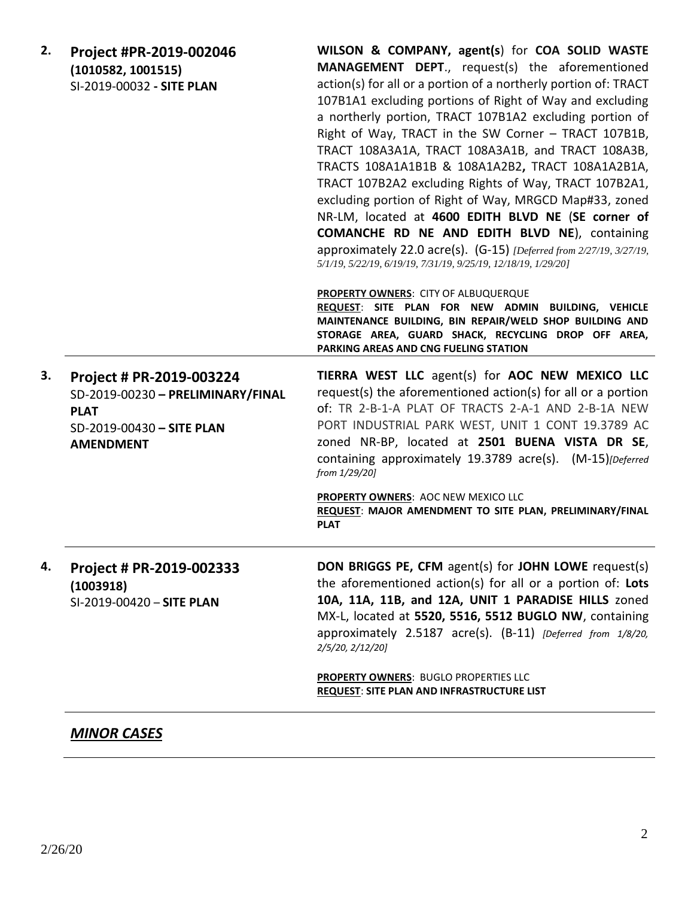**2.** **Project #PR-2019-002046 (1010582, 1001515)**
SI-2019-00032 **- SITE PLAN**

**WILSON & COMPANY, agent(s)** for **COA SOLID WASTE MANAGEMENT DEPT**., request(s) the aforementioned action(s) for all or a portion of a northerly portion of: TRACT 107B1A1 excluding portions of Right of Way and excluding a northerly portion, TRACT 107B1A2 excluding portion of Right of Way, TRACT in the SW Corner – TRACT 107B1B, TRACT 108A3A1A, TRACT 108A3A1B, and TRACT 108A3B, TRACTS 108A1A1B1B & 108A1A2B2**,** TRACT 108A1A2B1A, TRACT 107B2A2 excluding Rights of Way, TRACT 107B2A1, excluding portion of Right of Way, MRGCD Map#33, zoned NR-LM, located at **4600 EDITH BLVD NE** (**SE corner of COMANCHE RD NE AND EDITH BLVD NE**), containing approximately 22.0 acre(s). (G-15) *[Deferred from 2/27/19, 3/27/19, 5/1/19, 5/22/19, 6/19/19, 7/31/19, 9/25/19, 12/18/19, 1/29/20]*

**PROPERTY OWNERS**: CITY OF ALBUQUERQUE
**REQUEST**: **SITE PLAN FOR NEW ADMIN BUILDING, VEHICLE MAINTENANCE BUILDING, BIN REPAIR/WELD SHOP BUILDING AND STORAGE AREA, GUARD SHACK, RECYCLING DROP OFF AREA, PARKING AREAS AND CNG FUELING STATION**

---

**3.** **Project # PR-2019-003224**
SD-2019-00230 **– PRELIMINARY/FINAL PLAT**
SD-2019-00430 **– SITE PLAN AMENDMENT**

**TIERRA WEST LLC** agent(s) for **AOC NEW MEXICO LLC** request(s) the aforementioned action(s) for all or a portion of: TR 2-B-1-A PLAT OF TRACTS 2-A-1 AND 2-B-1A NEW PORT INDUSTRIAL PARK WEST, UNIT 1 CONT 19.3789 AC zoned NR-BP, located at **2501 BUENA VISTA DR SE**, containing approximately 19.3789 acre(s). (M-15)*[Deferred from 1/29/20]*

**PROPERTY OWNERS**: AOC NEW MEXICO LLC
**REQUEST**: **MAJOR AMENDMENT TO SITE PLAN, PRELIMINARY/FINAL PLAT**

---

**4.** **Project # PR-2019-002333 (1003918)**
SI-2019-00420 – **SITE PLAN**

**DON BRIGGS PE, CFM** agent(s) for **JOHN LOWE** request(s) the aforementioned action(s) for all or a portion of: **Lots 10A, 11A, 11B, and 12A, UNIT 1 PARADISE HILLS** zoned MX-L, located at **5520, 5516, 5512 BUGLO NW**, containing approximately 2.5187 acre(s). (B-11) *[Deferred from 1/8/20, 2/5/20, 2/12/20]*

**PROPERTY OWNERS**: BUGLO PROPERTIES LLC
**REQUEST**: **SITE PLAN AND INFRASTRUCTURE LIST**

---

## ***MINOR CASES***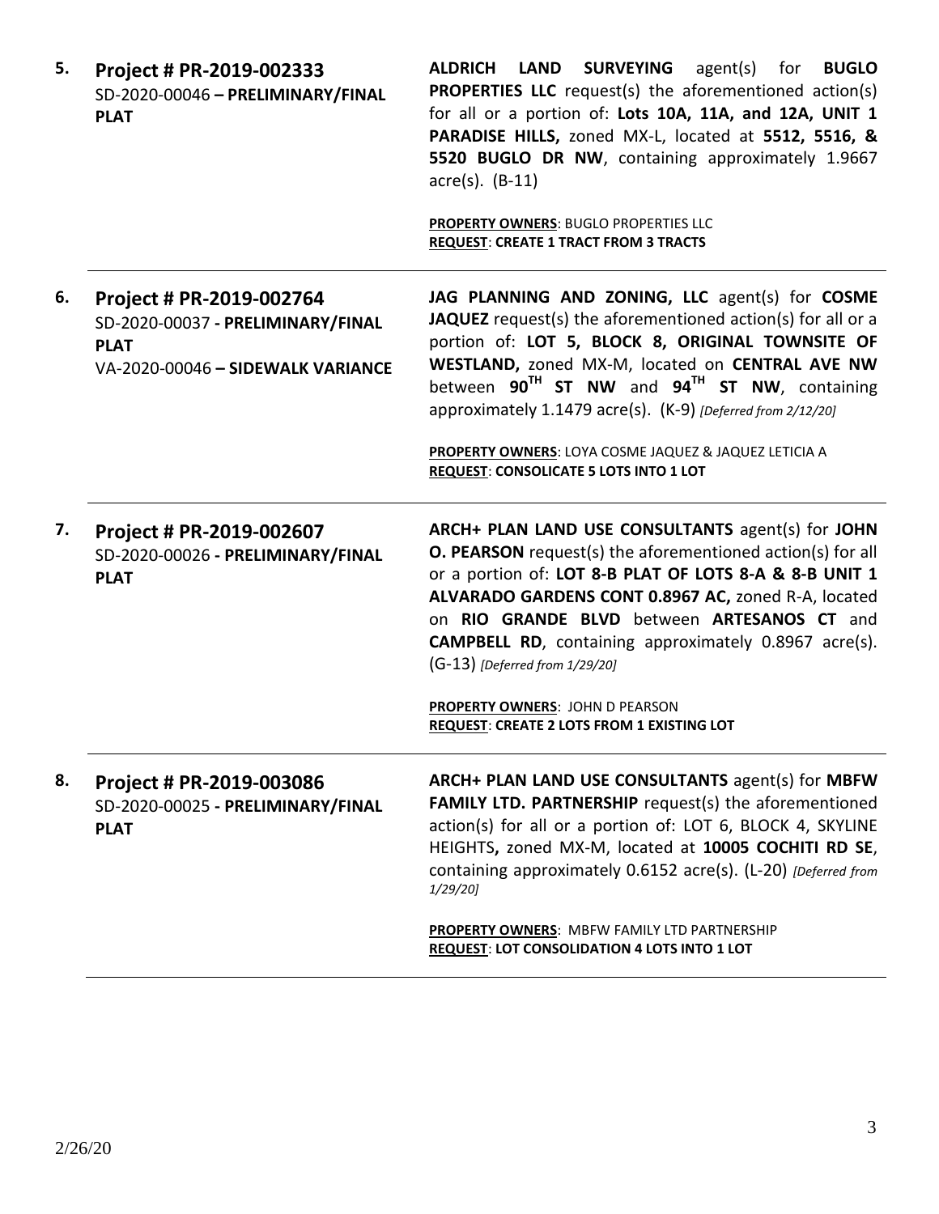| | | |
|---|---|---|
| **5.** | **Project # PR-2019-002333**<br>SD-2020-00046 **– PRELIMINARY/FINAL PLAT** | **ALDRICH LAND SURVEYING** agent(s) for **BUGLO PROPERTIES LLC** request(s) the aforementioned action(s) for all or a portion of: **Lots 10A, 11A, and 12A, UNIT 1 PARADISE HILLS,** zoned MX-L, located at **5512, 5516, & 5520 BUGLO DR NW**, containing approximately 1.9667 acre(s). (B-11)<br><br>**PROPERTY OWNERS**: BUGLO PROPERTIES LLC<br>**REQUEST**: **CREATE 1 TRACT FROM 3 TRACTS** |
| **6.** | **Project # PR-2019-002764**<br>SD-2020-00037 **- PRELIMINARY/FINAL PLAT**<br>VA-2020-00046 **– SIDEWALK VARIANCE** | **JAG PLANNING AND ZONING, LLC** agent(s) for **COSME JAQUEZ** request(s) the aforementioned action(s) for all or a portion of: **LOT 5, BLOCK 8, ORIGINAL TOWNSITE OF WESTLAND,** zoned MX-M, located on **CENTRAL AVE NW** between **90TH ST NW** and **94TH ST NW**, containing approximately 1.1479 acre(s). (K-9) *[Deferred from 2/12/20]*<br><br>**PROPERTY OWNERS**: LOYA COSME JAQUEZ & JAQUEZ LETICIA A<br>**REQUEST**: **CONSOLICATE 5 LOTS INTO 1 LOT** |
| **7.** | **Project # PR-2019-002607**<br>SD-2020-00026 **- PRELIMINARY/FINAL PLAT** | **ARCH+ PLAN LAND USE CONSULTANTS** agent(s) for **JOHN O. PEARSON** request(s) the aforementioned action(s) for all or a portion of: **LOT 8-B PLAT OF LOTS 8-A & 8-B UNIT 1 ALVARADO GARDENS CONT 0.8967 AC,** zoned R-A, located on **RIO GRANDE BLVD** between **ARTESANOS CT** and **CAMPBELL RD**, containing approximately 0.8967 acre(s). (G-13) *[Deferred from 1/29/20]*<br><br>**PROPERTY OWNERS**: JOHN D PEARSON<br>**REQUEST**: **CREATE 2 LOTS FROM 1 EXISTING LOT** |
| **8.** | **Project # PR-2019-003086**<br>SD-2020-00025 **- PRELIMINARY/FINAL PLAT** | **ARCH+ PLAN LAND USE CONSULTANTS** agent(s) for **MBFW FAMILY LTD. PARTNERSHIP** request(s) the aforementioned action(s) for all or a portion of: LOT 6, BLOCK 4, SKYLINE HEIGHTS**,** zoned MX-M, located at **10005 COCHITI RD SE**, containing approximately 0.6152 acre(s). (L-20) *[Deferred from 1/29/20]*<br><br>**PROPERTY OWNERS**: MBFW FAMILY LTD PARTNERSHIP<br>**REQUEST**: **LOT CONSOLIDATION 4 LOTS INTO 1 LOT** |

2/26/20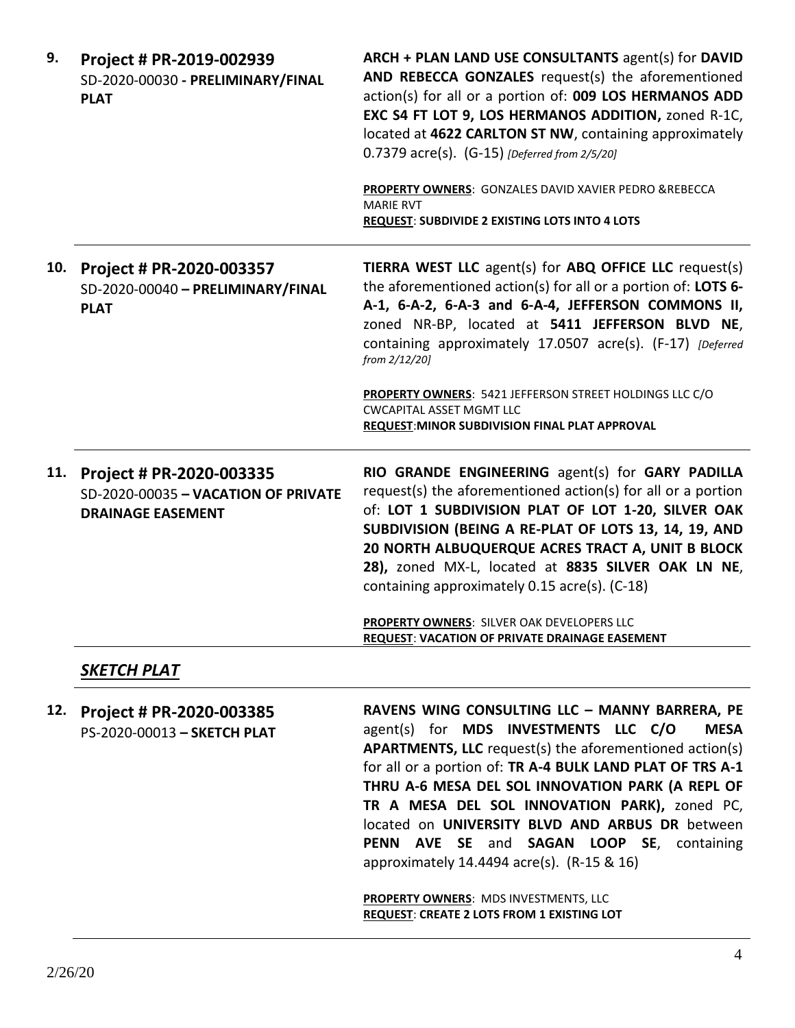**9. Project # PR-2019-002939**
SD-2020-00030 - **PRELIMINARY/FINAL PLAT**

**ARCH + PLAN LAND USE CONSULTANTS** agent(s) for **DAVID AND REBECCA GONZALES** request(s) the aforementioned action(s) for all or a portion of: **009 LOS HERMANOS ADD EXC S4 FT LOT 9, LOS HERMANOS ADDITION,** zoned R-1C, located at **4622 CARLTON ST NW**, containing approximately 0.7379 acre(s). (G-15) *[Deferred from 2/5/20]*

**PROPERTY OWNERS**: GONZALES DAVID XAVIER PEDRO &REBECCA MARIE RVT
**REQUEST**: **SUBDIVIDE 2 EXISTING LOTS INTO 4 LOTS**

---

**10. Project # PR-2020-003357**
SD-2020-00040 – **PRELIMINARY/FINAL PLAT**

**TIERRA WEST LLC** agent(s) for **ABQ OFFICE LLC** request(s) the aforementioned action(s) for all or a portion of: **LOTS 6-A-1, 6-A-2, 6-A-3 and 6-A-4, JEFFERSON COMMONS II,** zoned NR-BP, located at **5411 JEFFERSON BLVD NE**, containing approximately 17.0507 acre(s). (F-17) *[Deferred from 2/12/20]*

**PROPERTY OWNERS**: 5421 JEFFERSON STREET HOLDINGS LLC C/O CWCAPITAL ASSET MGMT LLC
**REQUEST**: **MINOR SUBDIVISION FINAL PLAT APPROVAL**

---

**11. Project # PR-2020-003335**
SD-2020-00035 – **VACATION OF PRIVATE DRAINAGE EASEMENT**

**RIO GRANDE ENGINEERING** agent(s) for **GARY PADILLA** request(s) the aforementioned action(s) for all or a portion of: **LOT 1 SUBDIVISION PLAT OF LOT 1-20, SILVER OAK SUBDIVISION (BEING A RE-PLAT OF LOTS 13, 14, 19, AND 20 NORTH ALBUQUERQUE ACRES TRACT A, UNIT B BLOCK 28),** zoned MX-L, located at **8835 SILVER OAK LN NE**, containing approximately 0.15 acre(s). (C-18)

**PROPERTY OWNERS**: SILVER OAK DEVELOPERS LLC
**REQUEST**: **VACATION OF PRIVATE DRAINAGE EASEMENT**

---

## ***SKETCH PLAT***

**12. Project # PR-2020-003385**
PS-2020-00013 – **SKETCH PLAT**

**RAVENS WING CONSULTING LLC – MANNY BARRERA, PE** agent(s) for **MDS INVESTMENTS LLC C/O MESA APARTMENTS, LLC** request(s) the aforementioned action(s) for all or a portion of: **TR A-4 BULK LAND PLAT OF TRS A-1 THRU A-6 MESA DEL SOL INNOVATION PARK (A REPL OF TR A MESA DEL SOL INNOVATION PARK),** zoned PC, located on **UNIVERSITY BLVD AND ARBUS DR** between **PENN AVE SE** and **SAGAN LOOP SE**, containing approximately 14.4494 acre(s). (R-15 & 16)

**PROPERTY OWNERS**: MDS INVESTMENTS, LLC
**REQUEST**: **CREATE 2 LOTS FROM 1 EXISTING LOT**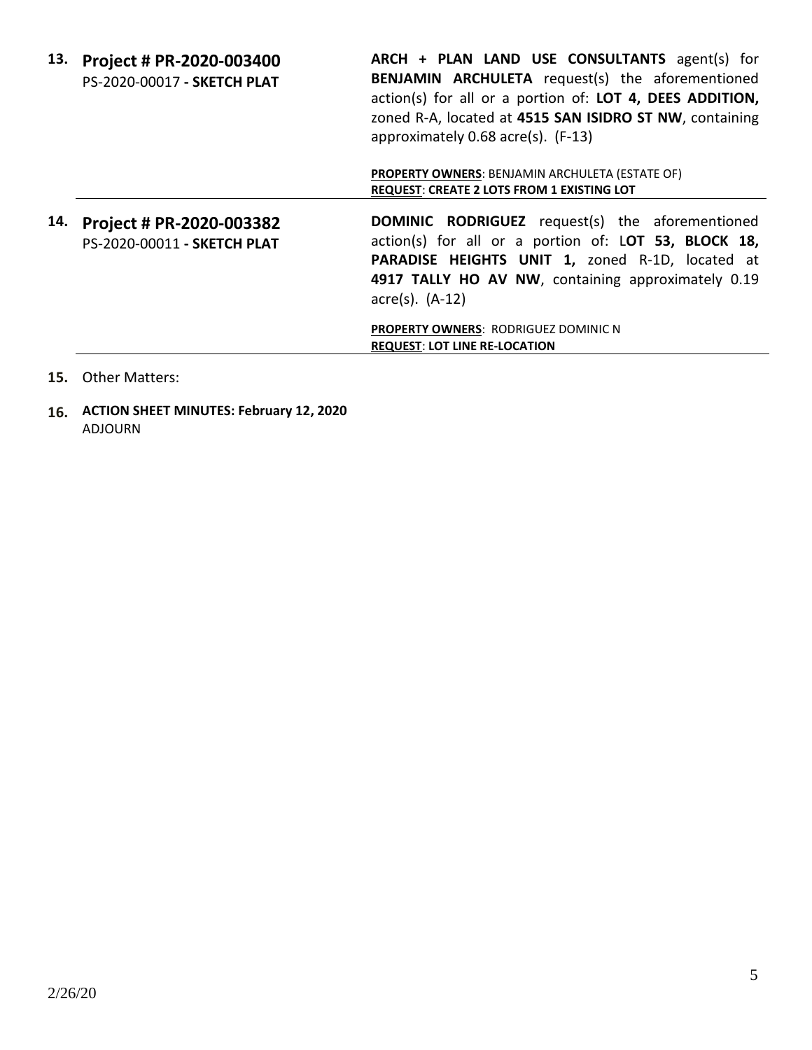| | | |
|---|---|---|
| 13. | **Project # PR-2020-003400**<br>PS-2020-00017 **- SKETCH PLAT** | **ARCH + PLAN LAND USE CONSULTANTS** agent(s) for **BENJAMIN ARCHULETA** request(s) the aforementioned action(s) for all or a portion of: **LOT 4, DEES ADDITION,** zoned R-A, located at **4515 SAN ISIDRO ST NW**, containing approximately 0.68 acre(s). (F-13)<br><br>**PROPERTY OWNERS**: BENJAMIN ARCHULETA (ESTATE OF)<br>**REQUEST**: **CREATE 2 LOTS FROM 1 EXISTING LOT** |
| 14. | **Project # PR-2020-003382**<br>PS-2020-00011 **- SKETCH PLAT** | **DOMINIC RODRIGUEZ** request(s) the aforementioned action(s) for all or a portion of: L**OT 53, BLOCK 18, PARADISE HEIGHTS UNIT 1,** zoned R-1D, located at **4917 TALLY HO AV NW**, containing approximately 0.19 acre(s). (A-12)<br><br>**PROPERTY OWNERS**: RODRIGUEZ DOMINIC N<br>**REQUEST**: **LOT LINE RE-LOCATION** |

15. Other Matters:

16. **ACTION SHEET MINUTES: February 12, 2020**
ADJOURN

2/26/20